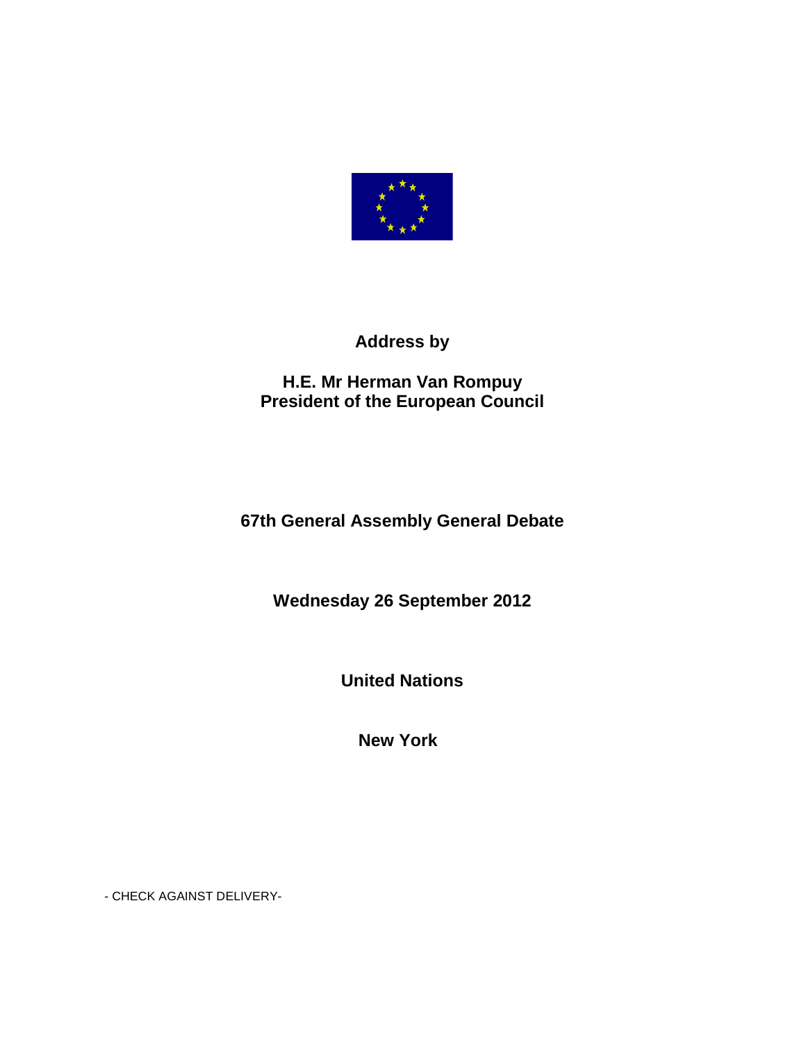**Address by**

**H.E. Mr Herman Van Rompuy**
**President of the European Council**

**67th General Assembly General Debate**

**Wednesday 26 September 2012**

**United Nations**

**New York**

- CHECK AGAINST DELIVERY-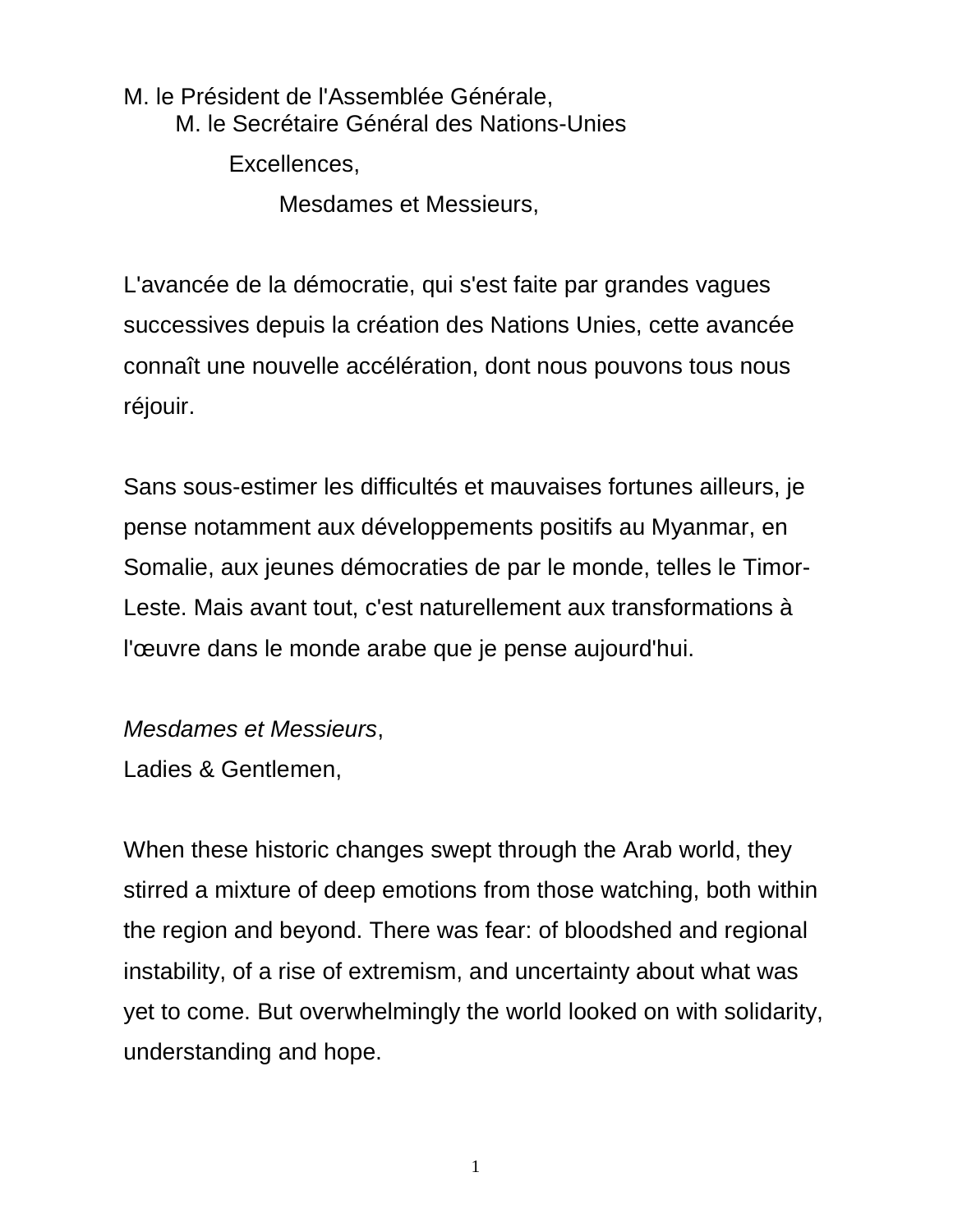M. le Président de l'Assemblée Générale,
M. le Secrétaire Général des Nations-Unies

Excellences,

Mesdames et Messieurs,

L'avancée de la démocratie, qui s'est faite par grandes vagues successives depuis la création des Nations Unies, cette avancée connaît une nouvelle accélération, dont nous pouvons tous nous réjouir.

Sans sous-estimer les difficultés et mauvaises fortunes ailleurs, je pense notamment aux développements positifs au Myanmar, en Somalie, aux jeunes démocraties de par le monde, telles le Timor-Leste. Mais avant tout, c'est naturellement aux transformations à l'œuvre dans le monde arabe que je pense aujourd'hui.

*Mesdames et Messieurs*,
Ladies & Gentlemen,

When these historic changes swept through the Arab world, they stirred a mixture of deep emotions from those watching, both within the region and beyond. There was fear: of bloodshed and regional instability, of a rise of extremism, and uncertainty about what was yet to come. But overwhelmingly the world looked on with solidarity, understanding and hope.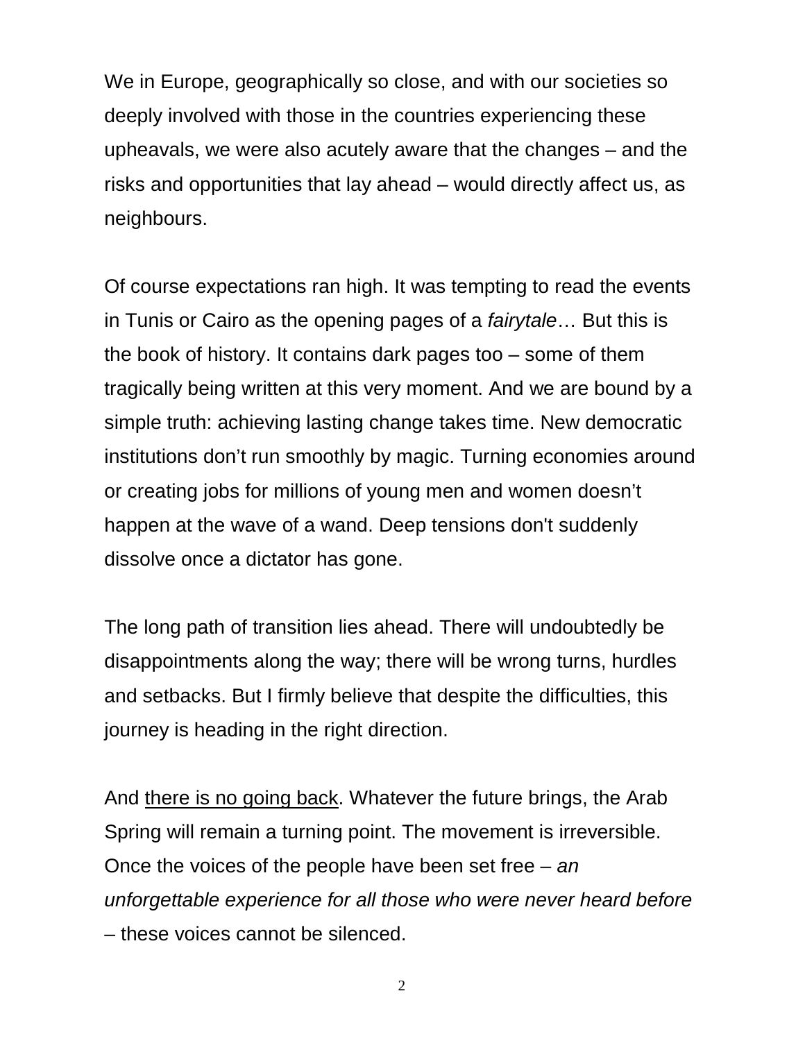We in Europe, geographically so close, and with our societies so deeply involved with those in the countries experiencing these upheavals, we were also acutely aware that the changes – and the risks and opportunities that lay ahead – would directly affect us, as neighbours.

Of course expectations ran high. It was tempting to read the events in Tunis or Cairo as the opening pages of a *fairytale*… But this is the book of history. It contains dark pages too – some of them tragically being written at this very moment. And we are bound by a simple truth: achieving lasting change takes time. New democratic institutions don't run smoothly by magic. Turning economies around or creating jobs for millions of young men and women doesn't happen at the wave of a wand. Deep tensions don't suddenly dissolve once a dictator has gone.

The long path of transition lies ahead. There will undoubtedly be disappointments along the way; there will be wrong turns, hurdles and setbacks. But I firmly believe that despite the difficulties, this journey is heading in the right direction.

And <u>there is no going back</u>. Whatever the future brings, the Arab Spring will remain a turning point. The movement is irreversible. Once the voices of the people have been set free – *an unforgettable experience for all those who were never heard before* – these voices cannot be silenced.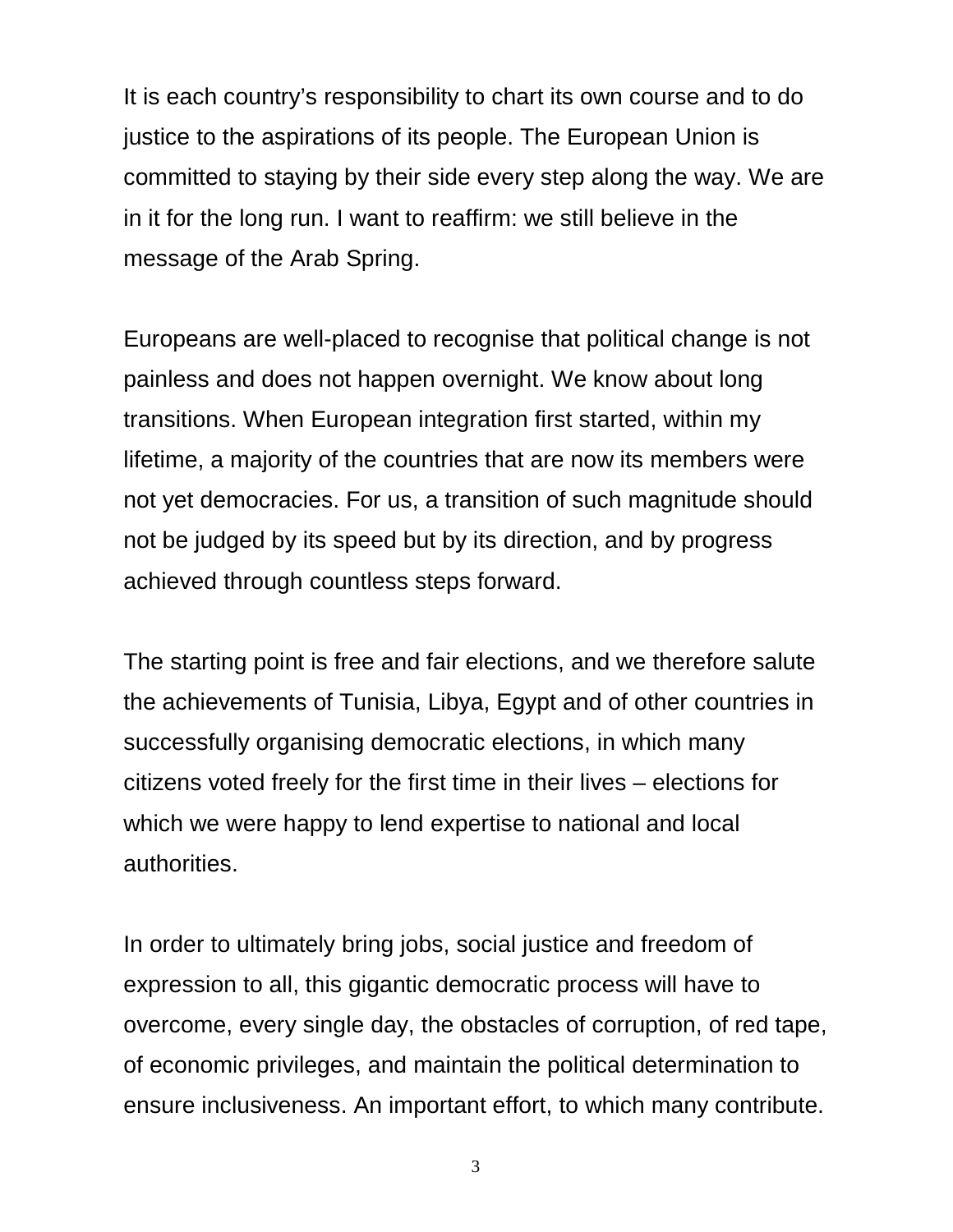It is each country's responsibility to chart its own course and to do justice to the aspirations of its people. The European Union is committed to staying by their side every step along the way. We are in it for the long run. I want to reaffirm: we still believe in the message of the Arab Spring.

Europeans are well-placed to recognise that political change is not painless and does not happen overnight. We know about long transitions. When European integration first started, within my lifetime, a majority of the countries that are now its members were not yet democracies. For us, a transition of such magnitude should not be judged by its speed but by its direction, and by progress achieved through countless steps forward.

The starting point is free and fair elections, and we therefore salute the achievements of Tunisia, Libya, Egypt and of other countries in successfully organising democratic elections, in which many citizens voted freely for the first time in their lives – elections for which we were happy to lend expertise to national and local authorities.

In order to ultimately bring jobs, social justice and freedom of expression to all, this gigantic democratic process will have to overcome, every single day, the obstacles of corruption, of red tape, of economic privileges, and maintain the political determination to ensure inclusiveness. An important effort, to which many contribute.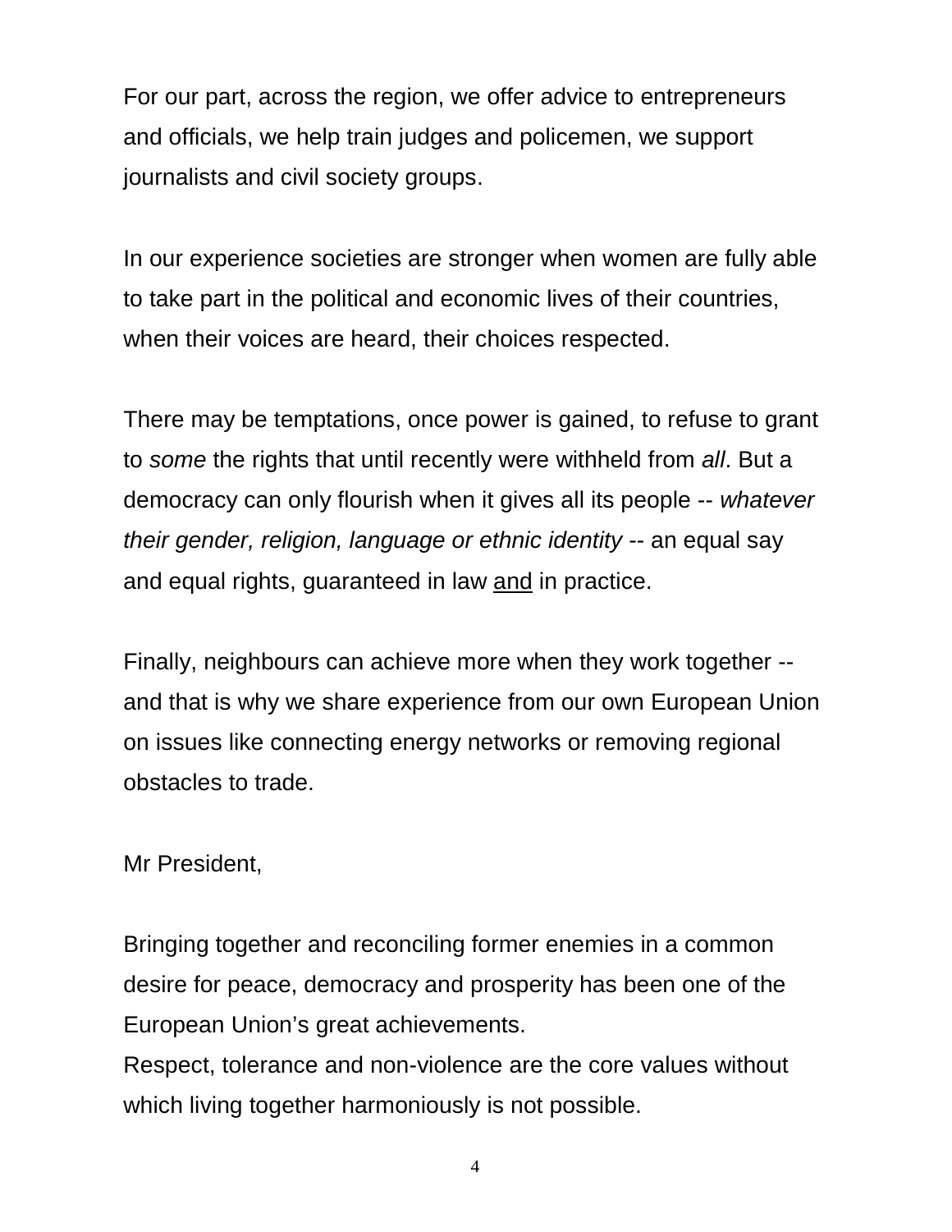For our part, across the region, we offer advice to entrepreneurs and officials, we help train judges and policemen, we support journalists and civil society groups.

In our experience societies are stronger when women are fully able to take part in the political and economic lives of their countries, when their voices are heard, their choices respected.

There may be temptations, once power is gained, to refuse to grant to *some* the rights that until recently were withheld from *all*. But a democracy can only flourish when it gives all its people -- *whatever their gender, religion, language or ethnic identity* -- an equal say and equal rights, guaranteed in law <u>and</u> in practice.

Finally, neighbours can achieve more when they work together -- and that is why we share experience from our own European Union on issues like connecting energy networks or removing regional obstacles to trade.

Mr President,

Bringing together and reconciling former enemies in a common desire for peace, democracy and prosperity has been one of the European Union's great achievements.
Respect, tolerance and non-violence are the core values without which living together harmoniously is not possible.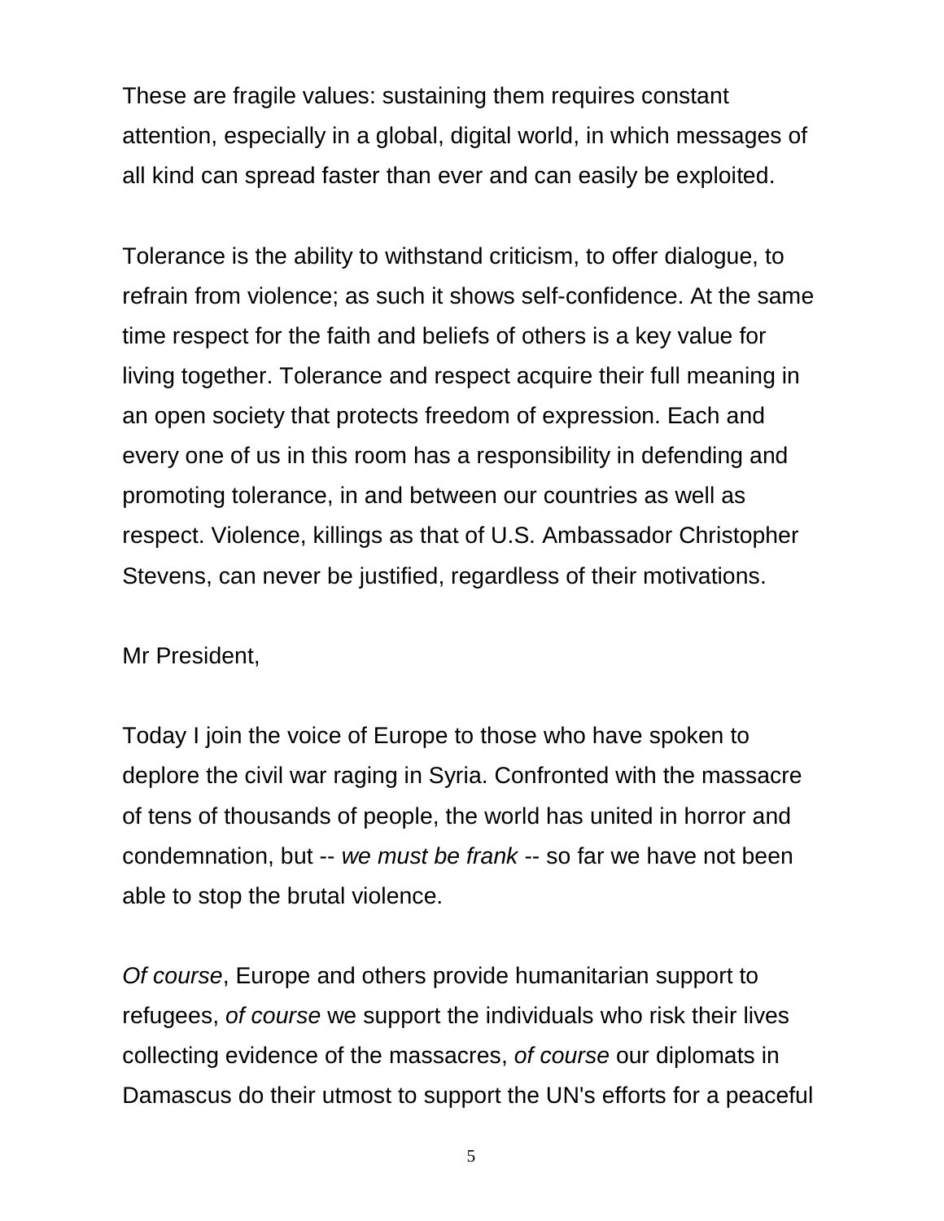These are fragile values: sustaining them requires constant attention, especially in a global, digital world, in which messages of all kind can spread faster than ever and can easily be exploited.

Tolerance is the ability to withstand criticism, to offer dialogue, to refrain from violence; as such it shows self-confidence. At the same time respect for the faith and beliefs of others is a key value for living together. Tolerance and respect acquire their full meaning in an open society that protects freedom of expression. Each and every one of us in this room has a responsibility in defending and promoting tolerance, in and between our countries as well as respect. Violence, killings as that of U.S. Ambassador Christopher Stevens, can never be justified, regardless of their motivations.

Mr President,

Today I join the voice of Europe to those who have spoken to deplore the civil war raging in Syria. Confronted with the massacre of tens of thousands of people, the world has united in horror and condemnation, but -- *we must be frank* -- so far we have not been able to stop the brutal violence.

*Of course*, Europe and others provide humanitarian support to refugees, *of course* we support the individuals who risk their lives collecting evidence of the massacres, *of course* our diplomats in Damascus do their utmost to support the UN's efforts for a peaceful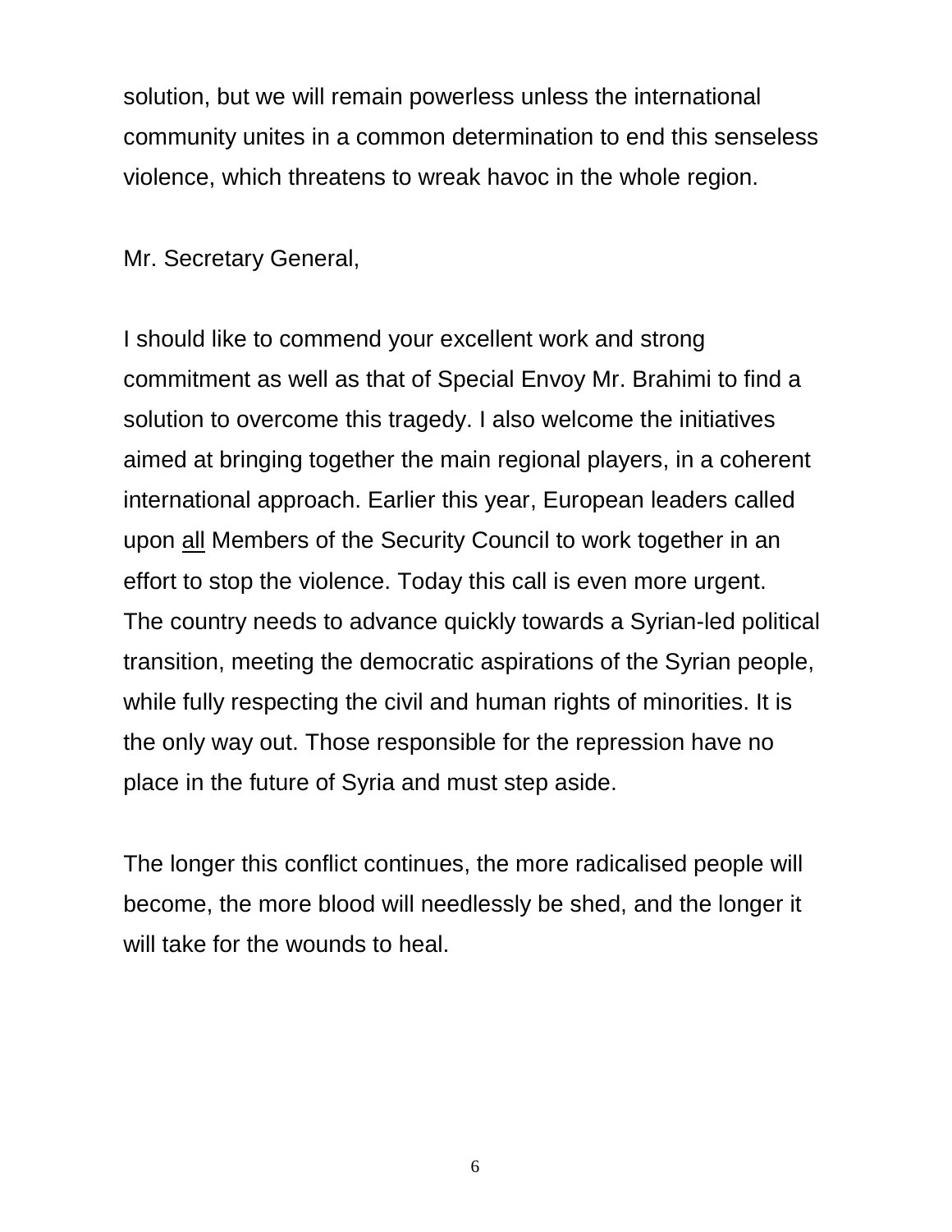solution, but we will remain powerless unless the international community unites in a common determination to end this senseless violence, which threatens to wreak havoc in the whole region.

Mr. Secretary General,

I should like to commend your excellent work and strong commitment as well as that of Special Envoy Mr. Brahimi to find a solution to overcome this tragedy. I also welcome the initiatives aimed at bringing together the main regional players, in a coherent international approach. Earlier this year, European leaders called upon <u>all</u> Members of the Security Council to work together in an effort to stop the violence. Today this call is even more urgent. The country needs to advance quickly towards a Syrian-led political transition, meeting the democratic aspirations of the Syrian people, while fully respecting the civil and human rights of minorities. It is the only way out. Those responsible for the repression have no place in the future of Syria and must step aside.

The longer this conflict continues, the more radicalised people will become, the more blood will needlessly be shed, and the longer it will take for the wounds to heal.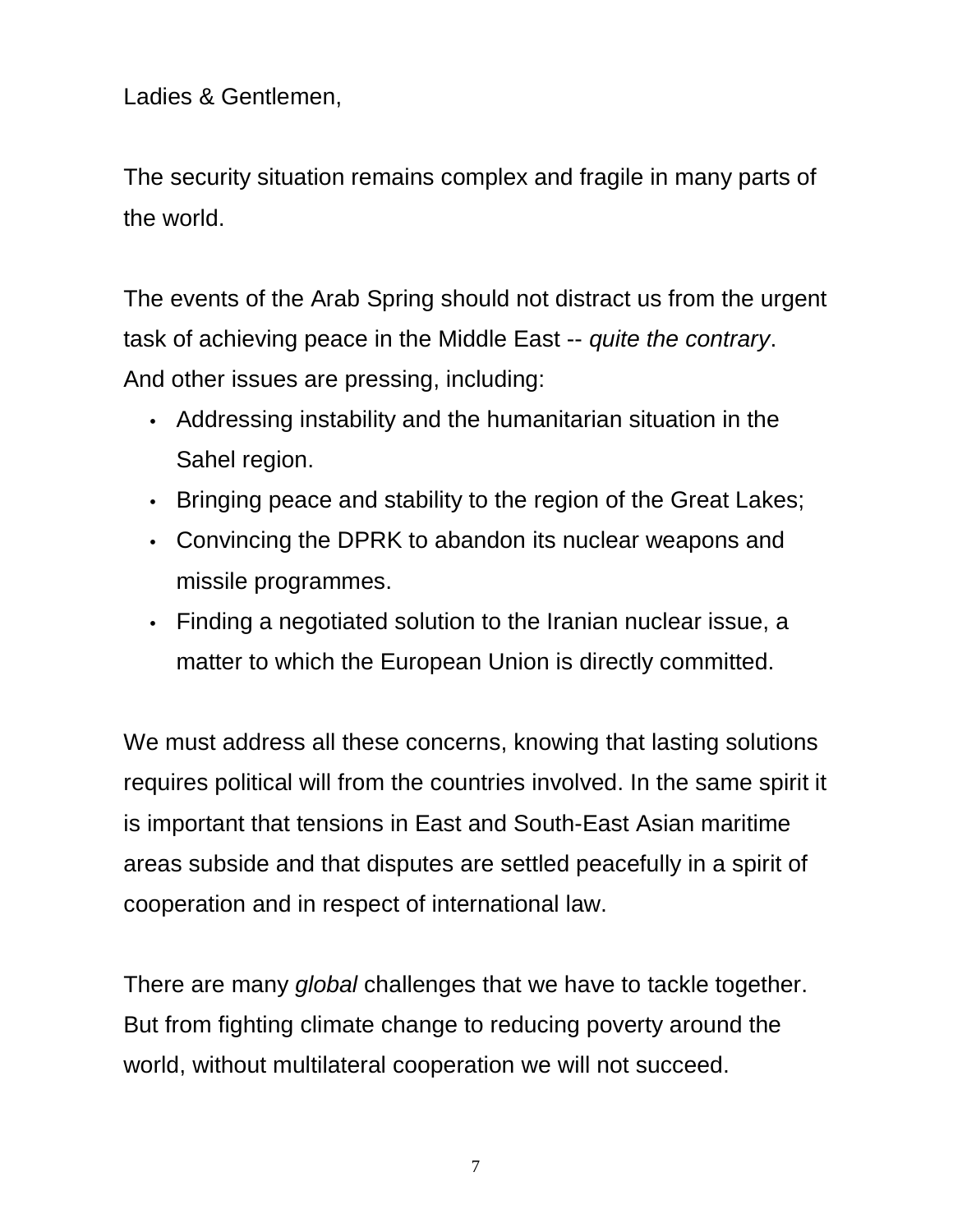Ladies & Gentlemen,

The security situation remains complex and fragile in many parts of the world.

The events of the Arab Spring should not distract us from the urgent task of achieving peace in the Middle East -- *quite the contrary*. And other issues are pressing, including:

- Addressing instability and the humanitarian situation in the Sahel region.
- Bringing peace and stability to the region of the Great Lakes;
- Convincing the DPRK to abandon its nuclear weapons and missile programmes.
- Finding a negotiated solution to the Iranian nuclear issue, a matter to which the European Union is directly committed.

We must address all these concerns, knowing that lasting solutions requires political will from the countries involved. In the same spirit it is important that tensions in East and South-East Asian maritime areas subside and that disputes are settled peacefully in a spirit of cooperation and in respect of international law.

There are many *global* challenges that we have to tackle together. But from fighting climate change to reducing poverty around the world, without multilateral cooperation we will not succeed.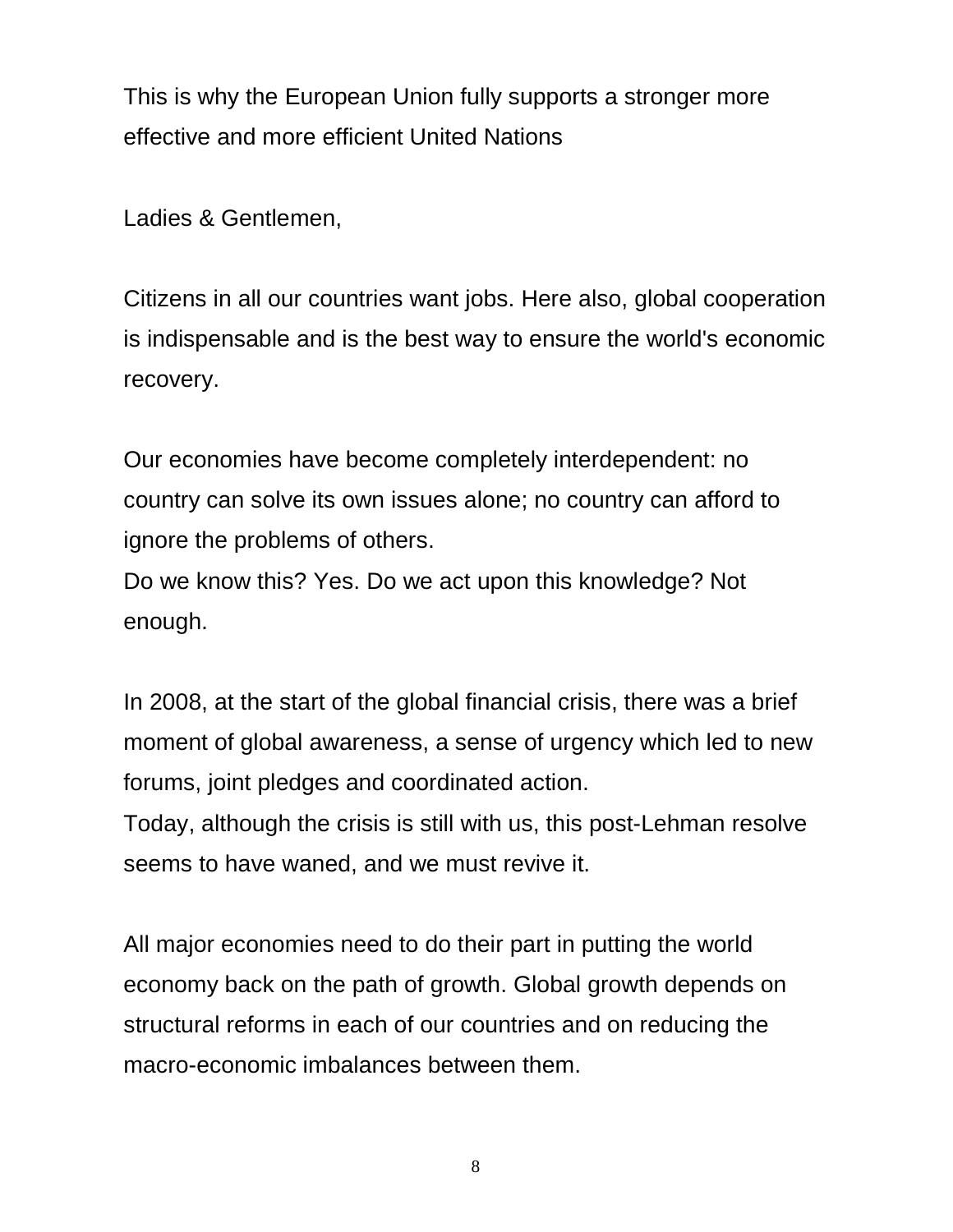This is why the European Union fully supports a stronger more effective and more efficient United Nations

Ladies & Gentlemen,

Citizens in all our countries want jobs. Here also, global cooperation is indispensable and is the best way to ensure the world's economic recovery.

Our economies have become completely interdependent: no country can solve its own issues alone; no country can afford to ignore the problems of others.
Do we know this? Yes. Do we act upon this knowledge? Not enough.

In 2008, at the start of the global financial crisis, there was a brief moment of global awareness, a sense of urgency which led to new forums, joint pledges and coordinated action.
Today, although the crisis is still with us, this post-Lehman resolve seems to have waned, and we must revive it.

All major economies need to do their part in putting the world economy back on the path of growth. Global growth depends on structural reforms in each of our countries and on reducing the macro-economic imbalances between them.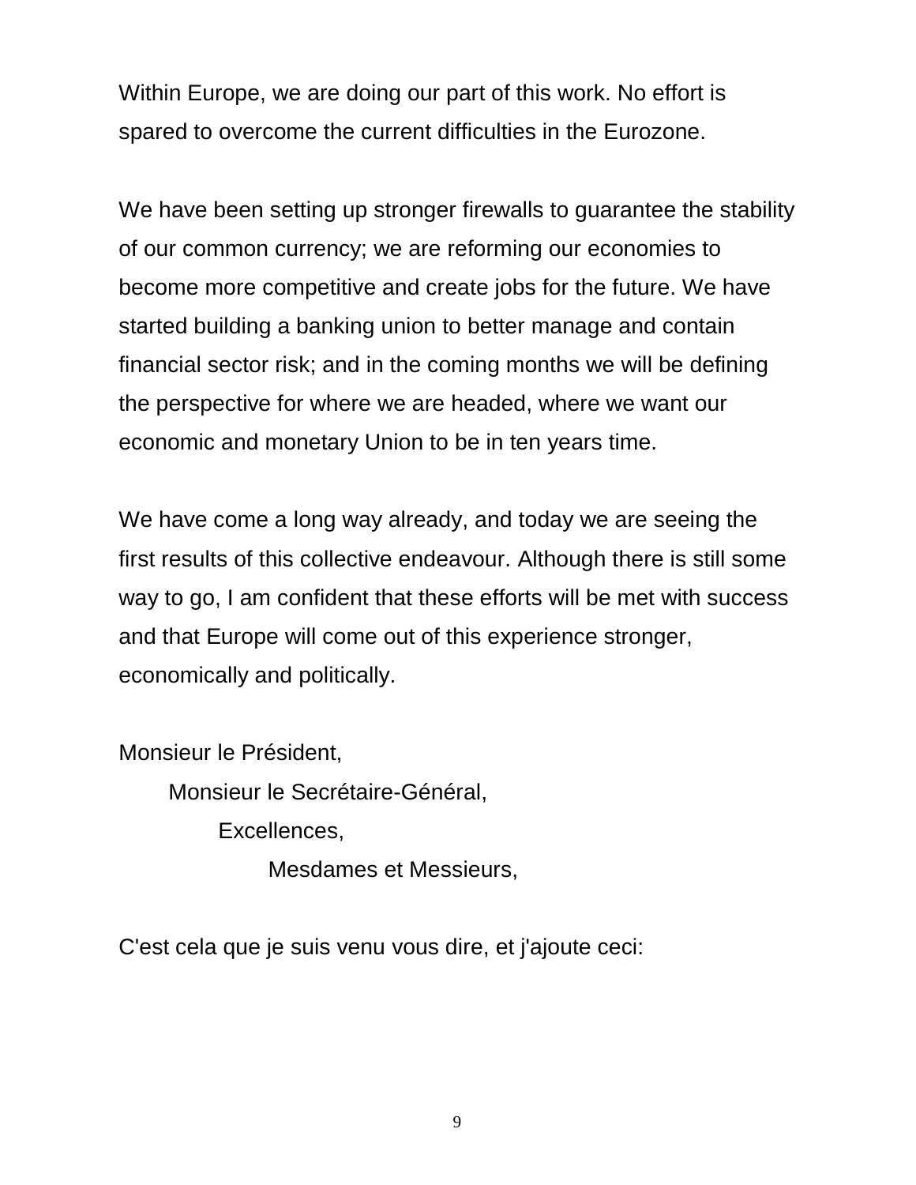Within Europe, we are doing our part of this work. No effort is spared to overcome the current difficulties in the Eurozone.

We have been setting up stronger firewalls to guarantee the stability of our common currency; we are reforming our economies to become more competitive and create jobs for the future. We have started building a banking union to better manage and contain financial sector risk; and in the coming months we will be defining the perspective for where we are headed, where we want our economic and monetary Union to be in ten years time.

We have come a long way already, and today we are seeing the first results of this collective endeavour. Although there is still some way to go, I am confident that these efforts will be met with success and that Europe will come out of this experience stronger, economically and politically.

Monsieur le Président,
Monsieur le Secrétaire-Général,
Excellences,
Mesdames et Messieurs,

C'est cela que je suis venu vous dire, et j'ajoute ceci: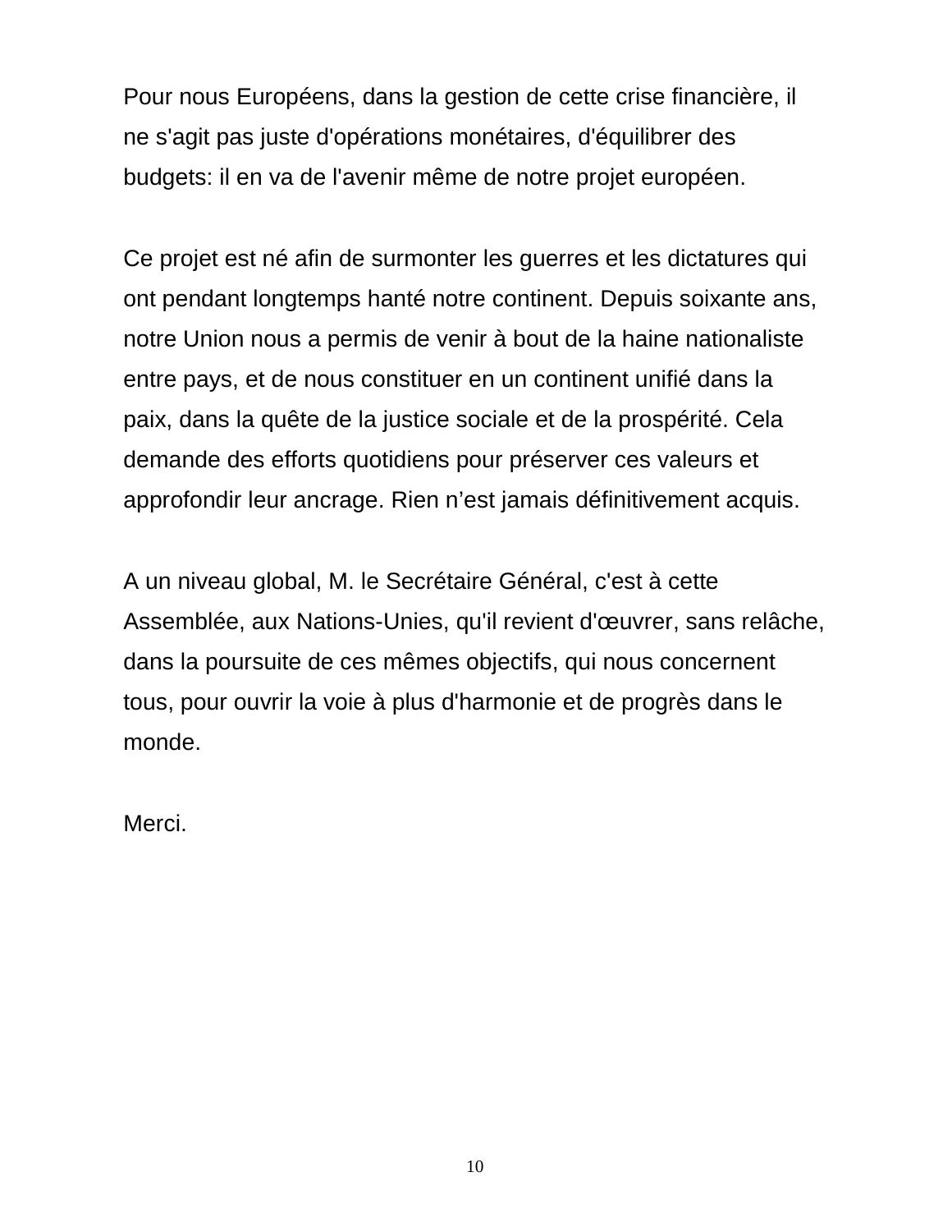Pour nous Européens, dans la gestion de cette crise financière, il ne s'agit pas juste d'opérations monétaires, d'équilibrer des budgets: il en va de l'avenir même de notre projet européen.

Ce projet est né afin de surmonter les guerres et les dictatures qui ont pendant longtemps hanté notre continent. Depuis soixante ans, notre Union nous a permis de venir à bout de la haine nationaliste entre pays, et de nous constituer en un continent unifié dans la paix, dans la quête de la justice sociale et de la prospérité. Cela demande des efforts quotidiens pour préserver ces valeurs et approfondir leur ancrage. Rien n’est jamais définitivement acquis.

A un niveau global, M. le Secrétaire Général, c'est à cette Assemblée, aux Nations-Unies, qu'il revient d'œuvrer, sans relâche, dans la poursuite de ces mêmes objectifs, qui nous concernent tous, pour ouvrir la voie à plus d'harmonie et de progrès dans le monde.

Merci.